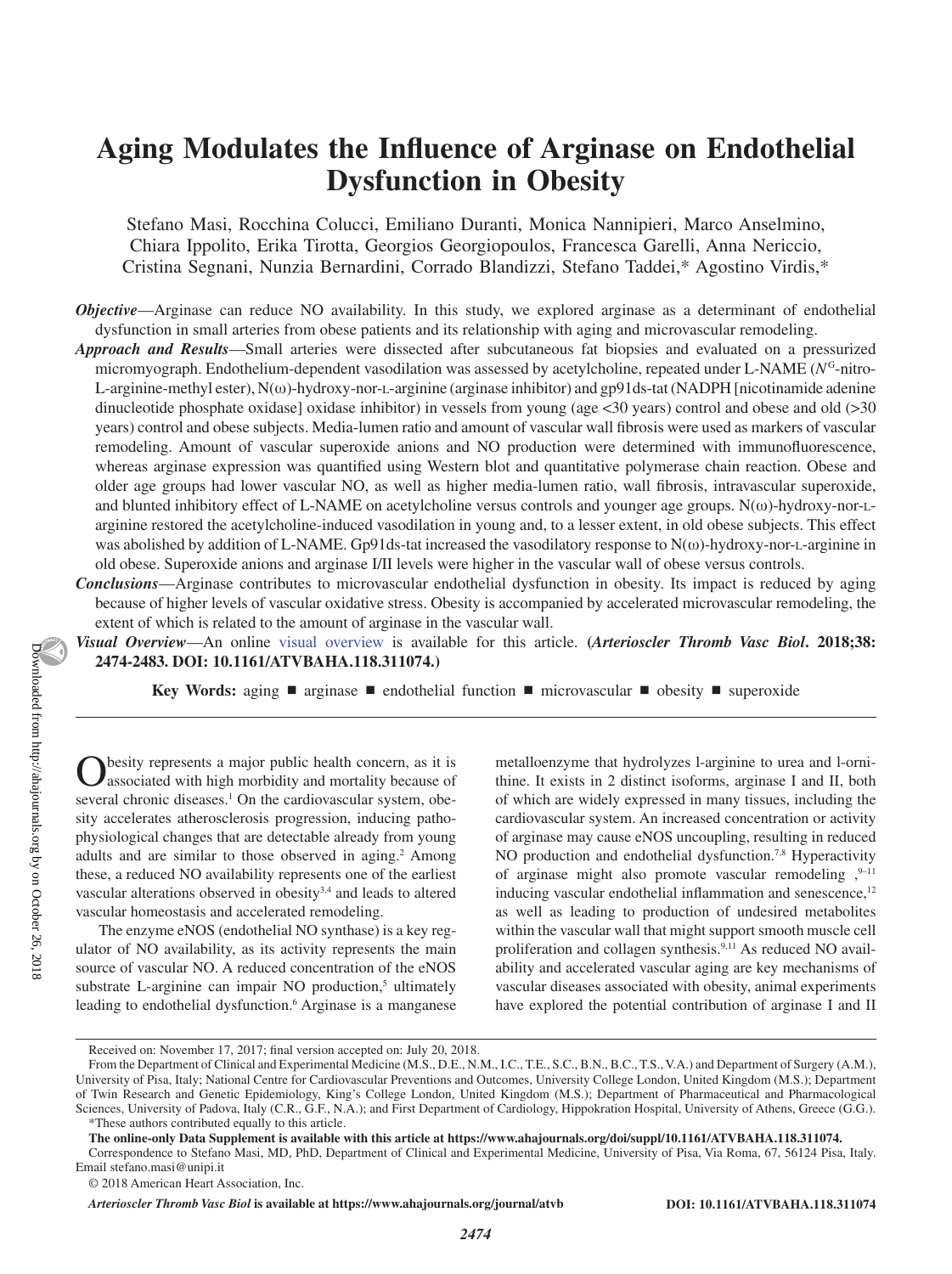# Aging Modulates the Influence of Arginase on Endothelial Dysfunction in Obesity

Stefano Masi, Rocchina Colucci, Emiliano Duranti, Monica Nannipieri, Marco Anselmino, Chiara Ippolito, Erika Tirotta, Georgios Georgiopoulos, Francesca Garelli, Anna Nericcio, Cristina Segnani, Nunzia Bernardini, Corrado Blandizzi, Stefano Taddei,* Agostino Virdis,*

***Objective***—Arginase can reduce NO availability. In this study, we explored arginase as a determinant of endothelial dysfunction in small arteries from obese patients and its relationship with aging and microvascular remodeling.

***Approach and Results***—Small arteries were dissected after subcutaneous fat biopsies and evaluated on a pressurized micromyograph. Endothelium-dependent vasodilation was assessed by acetylcholine, repeated under L-NAME ($N^G$-nitro-L-arginine-methyl ester), N(ω)-hydroxy-nor-L-arginine (arginase inhibitor) and gp91ds-tat (NADPH [nicotinamide adenine dinucleotide phosphate oxidase] oxidase inhibitor) in vessels from young (age <30 years) control and obese and old (>30 years) control and obese subjects. Media-lumen ratio and amount of vascular wall fibrosis were used as markers of vascular remodeling. Amount of vascular superoxide anions and NO production were determined with immunofluorescence, whereas arginase expression was quantified using Western blot and quantitative polymerase chain reaction. Obese and older age groups had lower vascular NO, as well as higher media-lumen ratio, wall fibrosis, intravascular superoxide, and blunted inhibitory effect of L-NAME on acetylcholine versus controls and younger age groups. N(ω)-hydroxy-nor-L-arginine restored the acetylcholine-induced vasodilation in young and, to a lesser extent, in old obese subjects. This effect was abolished by addition of L-NAME. Gp91ds-tat increased the vasodilatory response to N(ω)-hydroxy-nor-L-arginine in old obese. Superoxide anions and arginase I/II levels were higher in the vascular wall of obese versus controls.

***Conclusions***—Arginase contributes to microvascular endothelial dysfunction in obesity. Its impact is reduced by aging because of higher levels of vascular oxidative stress. Obesity is accompanied by accelerated microvascular remodeling, the extent of which is related to the amount of arginase in the vascular wall.

***Visual Overview***—An online visual overview is available for this article. **(*Arterioscler Thromb Vasc Biol*. 2018;38: 2474-2483. DOI: 10.1161/ATVBAHA.118.311074.)**

**Key Words:** aging ■ arginase ■ endothelial function ■ microvascular ■ obesity ■ superoxide

Obesity represents a major public health concern, as it is associated with high morbidity and mortality because of several chronic diseases.[1] On the cardiovascular system, obesity accelerates atherosclerosis progression, inducing pathophysiological changes that are detectable already from young adults and are similar to those observed in aging.[2] Among these, a reduced NO availability represents one of the earliest vascular alterations observed in obesity[3,4] and leads to altered vascular homeostasis and accelerated remodeling.

The enzyme eNOS (endothelial NO synthase) is a key regulator of NO availability, as its activity represents the main source of vascular NO. A reduced concentration of the eNOS substrate L-arginine can impair NO production,[5] ultimately leading to endothelial dysfunction.[6] Arginase is a manganese metalloenzyme that hydrolyzes l-arginine to urea and l-ornithine. It exists in 2 distinct isoforms, arginase I and II, both of which are widely expressed in many tissues, including the cardiovascular system. An increased concentration or activity of arginase may cause eNOS uncoupling, resulting in reduced NO production and endothelial dysfunction.[7,8] Hyperactivity of arginase might also promote vascular remodeling ,[9–11] inducing vascular endothelial inflammation and senescence,[12] as well as leading to production of undesired metabolites within the vascular wall that might support smooth muscle cell proliferation and collagen synthesis.[9,11] As reduced NO availability and accelerated vascular aging are key mechanisms of vascular diseases associated with obesity, animal experiments have explored the potential contribution of arginase I and II

Received on: November 17, 2017; final version accepted on: July 20, 2018.

From the Department of Clinical and Experimental Medicine (M.S., D.E., N.M., I.C., T.E., S.C., B.N., B.C., T.S., V.A.) and Department of Surgery (A.M.), University of Pisa, Italy; National Centre for Cardiovascular Preventions and Outcomes, University College London, United Kingdom (M.S.); Department of Twin Research and Genetic Epidemiology, King's College London, United Kingdom (M.S.); Department of Pharmaceutical and Pharmacological Sciences, University of Padova, Italy (C.R., G.F., N.A.); and First Department of Cardiology, Hippokration Hospital, University of Athens, Greece (G.G.).

*These authors contributed equally to this article.

**The online-only Data Supplement is available with this article at https://www.ahajournals.org/doi/suppl/10.1161/ATVBAHA.118.311074.**

Correspondence to Stefano Masi, MD, PhD, Department of Clinical and Experimental Medicine, University of Pisa, Via Roma, 67, 56124 Pisa, Italy. Email stefano.masi@unipi.it

© 2018 American Heart Association, Inc.

*Arterioscler Thromb Vasc Biol* **is available at https://www.ahajournals.org/journal/atvb** **DOI: 10.1161/ATVBAHA.118.311074**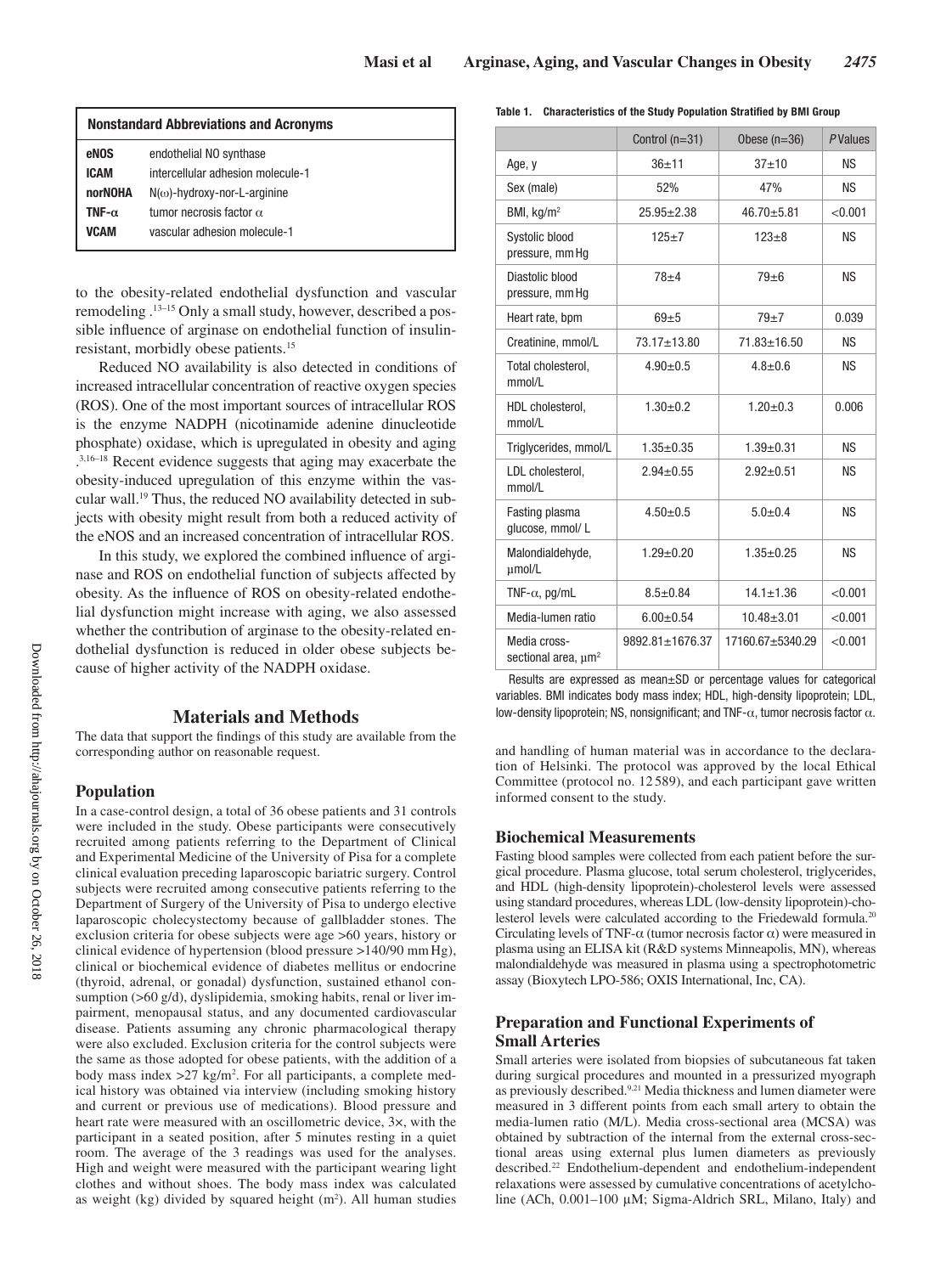| Nonstandard Abbreviations and Acronyms | |
|---|---|
| **eNOS** | endothelial NO synthase |
| **ICAM** | intercellular adhesion molecule-1 |
| **norNOHA** | N(ω)-hydroxy-nor-L-arginine |
| **TNF-α** | tumor necrosis factor α |
| **VCAM** | vascular adhesion molecule-1 |

to the obesity-related endothelial dysfunction and vascular remodeling.[13–15] Only a small study, however, described a possible influence of arginase on endothelial function of insulin-resistant, morbidly obese patients.[15]

Reduced NO availability is also detected in conditions of increased intracellular concentration of reactive oxygen species (ROS). One of the most important sources of intracellular ROS is the enzyme NADPH (nicotinamide adenine dinucleotide phosphate) oxidase, which is upregulated in obesity and aging.[3,16–18] Recent evidence suggests that aging may exacerbate the obesity-induced upregulation of this enzyme within the vascular wall.[19] Thus, the reduced NO availability detected in subjects with obesity might result from both a reduced activity of the eNOS and an increased concentration of intracellular ROS.

In this study, we explored the combined influence of arginase and ROS on endothelial function of subjects affected by obesity. As the influence of ROS on obesity-related endothelial dysfunction might increase with aging, we also assessed whether the contribution of arginase to the obesity-related endothelial dysfunction is reduced in older obese subjects because of higher activity of the NADPH oxidase.

## Materials and Methods

The data that support the findings of this study are available from the corresponding author on reasonable request.

### Population

In a case-control design, a total of 36 obese patients and 31 controls were included in the study. Obese participants were consecutively recruited among patients referring to the Department of Clinical and Experimental Medicine of the University of Pisa for a complete clinical evaluation preceding laparoscopic bariatric surgery. Control subjects were recruited among consecutive patients referring to the Department of Surgery of the University of Pisa to undergo elective laparoscopic cholecystectomy because of gallbladder stones. The exclusion criteria for obese subjects were age >60 years, history or clinical evidence of hypertension (blood pressure >140/90 mm Hg), clinical or biochemical evidence of diabetes mellitus or endocrine (thyroid, adrenal, or gonadal) dysfunction, sustained ethanol consumption (>60 g/d), dyslipidemia, smoking habits, renal or liver impairment, menopausal status, and any documented cardiovascular disease. Patients assuming any chronic pharmacological therapy were also excluded. Exclusion criteria for the control subjects were the same as those adopted for obese patients, with the addition of a body mass index >27 kg/m$^2$. For all participants, a complete medical history was obtained via interview (including smoking history and current or previous use of medications). Blood pressure and heart rate were measured with an oscillometric device, 3×, with the participant in a seated position, after 5 minutes resting in a quiet room. The average of the 3 readings was used for the analyses. High and weight were measured with the participant wearing light clothes and without shoes. The body mass index was calculated as weight (kg) divided by squared height (m$^2$). All human studies

**Table 1. Characteristics of the Study Population Stratified by BMI Group**

| | Control (n=31) | Obese (n=36) | *P* Values |
|---|---|---|---|
| Age, y | 36±11 | 37±10 | NS |
| Sex (male) | 52% | 47% | NS |
| BMI, kg/m$^2$ | 25.95±2.38 | 46.70±5.81 | <0.001 |
| Systolic blood pressure, mm Hg | 125±7 | 123±8 | NS |
| Diastolic blood pressure, mm Hg | 78±4 | 79±6 | NS |
| Heart rate, bpm | 69±5 | 79±7 | 0.039 |
| Creatinine, mmol/L | 73.17±13.80 | 71.83±16.50 | NS |
| Total cholesterol, mmol/L | 4.90±0.5 | 4.8±0.6 | NS |
| HDL cholesterol, mmol/L | 1.30±0.2 | 1.20±0.3 | 0.006 |
| Triglycerides, mmol/L | 1.35±0.35 | 1.39±0.31 | NS |
| LDL cholesterol, mmol/L | 2.94±0.55 | 2.92±0.51 | NS |
| Fasting plasma glucose, mmol/ L | 4.50±0.5 | 5.0±0.4 | NS |
| Malondialdehyde, μmol/L | 1.29±0.20 | 1.35±0.25 | NS |
| TNF-α, pg/mL | 8.5±0.84 | 14.1±1.36 | <0.001 |
| Media-lumen ratio | 6.00±0.54 | 10.48±3.01 | <0.001 |
| Media cross-sectional area, μm$^2$ | 9892.81±1676.37 | 17160.67±5340.29 | <0.001 |

Results are expressed as mean±SD or percentage values for categorical variables. BMI indicates body mass index; HDL, high-density lipoprotein; LDL, low-density lipoprotein; NS, nonsignificant; and TNF-α, tumor necrosis factor α.

and handling of human material was in accordance to the declaration of Helsinki. The protocol was approved by the local Ethical Committee (protocol no. 12 589), and each participant gave written informed consent to the study.

### Biochemical Measurements

Fasting blood samples were collected from each patient before the surgical procedure. Plasma glucose, total serum cholesterol, triglycerides, and HDL (high-density lipoprotein)-cholesterol levels were assessed using standard procedures, whereas LDL (low-density lipoprotein)-cholesterol levels were calculated according to the Friedewald formula.[20] Circulating levels of TNF-α (tumor necrosis factor α) were measured in plasma using an ELISA kit (R&D systems Minneapolis, MN), whereas malondialdehyde was measured in plasma using a spectrophotometric assay (Bioxytech LPO-586; OXIS International, Inc, CA).

### Preparation and Functional Experiments of Small Arteries

Small arteries were isolated from biopsies of subcutaneous fat taken during surgical procedures and mounted in a pressurized myograph as previously described.[9,21] Media thickness and lumen diameter were measured in 3 different points from each small artery to obtain the media-lumen ratio (M/L). Media cross-sectional area (MCSA) was obtained by subtraction of the internal from the external cross-sectional areas using external plus lumen diameters as previously described.[22] Endothelium-dependent and endothelium-independent relaxations were assessed by cumulative concentrations of acetylcholine (ACh, 0.001–100 μM; Sigma-Aldrich SRL, Milano, Italy) and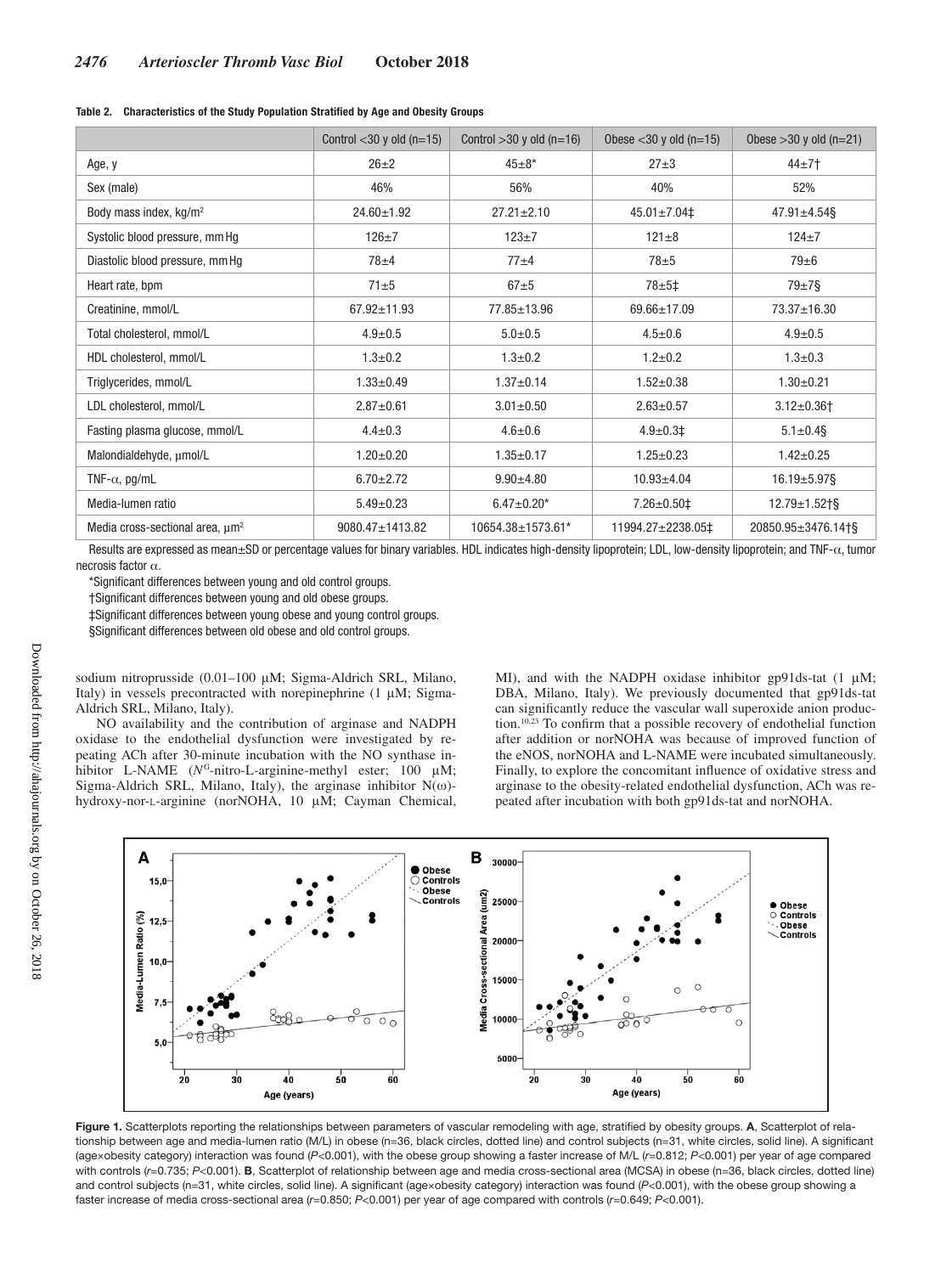**Table 2. Characteristics of the Study Population Stratified by Age and Obesity Groups**

| | Control <30 y old (n=15) | Control >30 y old (n=16) | Obese <30 y old (n=15) | Obese >30 y old (n=21) |
|---|---|---|---|---|
| Age, y | 26±2 | 45±8* | 27±3 | 44±7† |
| Sex (male) | 46% | 56% | 40% | 52% |
| Body mass index, kg/m² | 24.60±1.92 | 27.21±2.10 | 45.01±7.04‡ | 47.91±4.54§ |
| Systolic blood pressure, mm Hg | 126±7 | 123±7 | 121±8 | 124±7 |
| Diastolic blood pressure, mm Hg | 78±4 | 77±4 | 78±5 | 79±6 |
| Heart rate, bpm | 71±5 | 67±5 | 78±5‡ | 79±7§ |
| Creatinine, mmol/L | 67.92±11.93 | 77.85±13.96 | 69.66±17.09 | 73.37±16.30 |
| Total cholesterol, mmol/L | 4.9±0.5 | 5.0±0.5 | 4.5±0.6 | 4.9±0.5 |
| HDL cholesterol, mmol/L | 1.3±0.2 | 1.3±0.2 | 1.2±0.2 | 1.3±0.3 |
| Triglycerides, mmol/L | 1.33±0.49 | 1.37±0.14 | 1.52±0.38 | 1.30±0.21 |
| LDL cholesterol, mmol/L | 2.87±0.61 | 3.01±0.50 | 2.63±0.57 | 3.12±0.36† |
| Fasting plasma glucose, mmol/L | 4.4±0.3 | 4.6±0.6 | 4.9±0.3‡ | 5.1±0.4§ |
| Malondialdehyde, μmol/L | 1.20±0.20 | 1.35±0.17 | 1.25±0.23 | 1.42±0.25 |
| TNF-α, pg/mL | 6.70±2.72 | 9.90±4.80 | 10.93±4.04 | 16.19±5.97§ |
| Media-lumen ratio | 5.49±0.23 | 6.47±0.20* | 7.26±0.50‡ | 12.79±1.52†§ |
| Media cross-sectional area, μm² | 9080.47±1413.82 | 10654.38±1573.61* | 11994.27±2238.05‡ | 20850.95±3476.14†§ |

Results are expressed as mean±SD or percentage values for binary variables. HDL indicates high-density lipoprotein; LDL, low-density lipoprotein; and TNF-α, tumor necrosis factor α.

*Significant differences between young and old control groups.

†Significant differences between young and old obese groups.

‡Significant differences between young obese and young control groups.

§Significant differences between old obese and old control groups.

sodium nitroprusside (0.01–100 μM; Sigma-Aldrich SRL, Milano, Italy) in vessels precontracted with norepinephrine (1 μM; Sigma-Aldrich SRL, Milano, Italy).

NO availability and the contribution of arginase and NADPH oxidase to the endothelial dysfunction were investigated by repeating ACh after 30-minute incubation with the NO synthase inhibitor L-NAME ($N^G$-nitro-L-arginine-methyl ester; 100 μM; Sigma-Aldrich SRL, Milano, Italy), the arginase inhibitor N(ω)-hydroxy-nor-L-arginine (norNOHA, 10 μM; Cayman Chemical, MI), and with the NADPH oxidase inhibitor gp91ds-tat (1 μM; DBA, Milano, Italy). We previously documented that gp91ds-tat can significantly reduce the vascular wall superoxide anion production.[10,23] To confirm that a possible recovery of endothelial function after addition or norNOHA was because of improved function of the eNOS, norNOHA and L-NAME were incubated simultaneously. Finally, to explore the concomitant influence of oxidative stress and arginase to the obesity-related endothelial dysfunction, ACh was repeated after incubation with both gp91ds-tat and norNOHA.

**Figure 1.** Scatterplots reporting the relationships between parameters of vascular remodeling with age, stratified by obesity groups. **A**, Scatterplot of relationship between age and media-lumen ratio (M/L) in obese (n=36, black circles, dotted line) and control subjects (n=31, white circles, solid line). A significant (age×obesity category) interaction was found ($P$<0.001), with the obese group showing a faster increase of M/L ($r$=0.812; $P$<0.001) per year of age compared with controls ($r$=0.735; $P$<0.001). **B**, Scatterplot of relationship between age and media cross-sectional area (MCSA) in obese (n=36, black circles, dotted line) and control subjects (n=31, white circles, solid line). A significant (age×obesity category) interaction was found ($P$<0.001), with the obese group showing a faster increase of media cross-sectional area ($r$=0.850; $P$<0.001) per year of age compared with controls ($r$=0.649; $P$<0.001).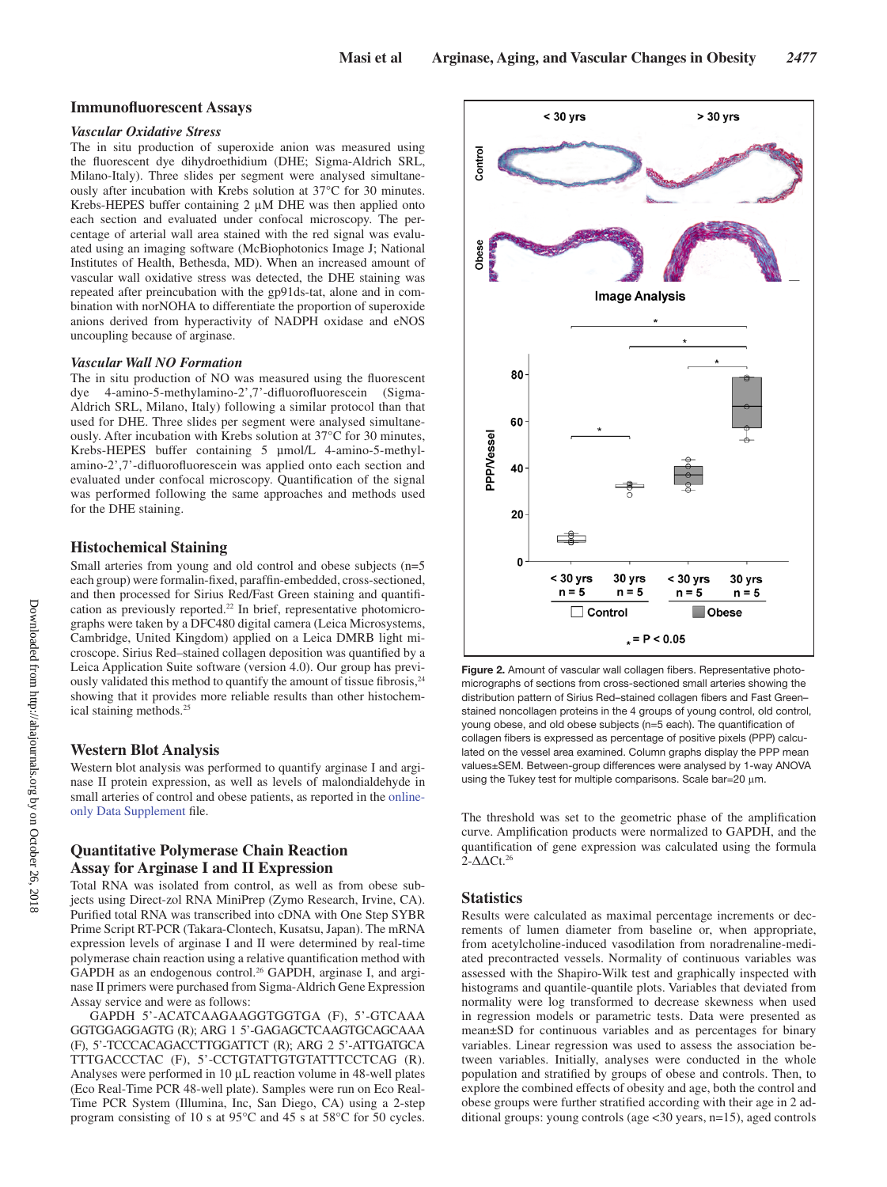## Immunofluorescent Assays

### *Vascular Oxidative Stress*

The in situ production of superoxide anion was measured using the fluorescent dye dihydroethidium (DHE; Sigma-Aldrich SRL, Milano-Italy). Three slides per segment were analysed simultaneously after incubation with Krebs solution at 37°C for 30 minutes. Krebs-HEPES buffer containing 2 μM DHE was then applied onto each section and evaluated under confocal microscopy. The percentage of arterial wall area stained with the red signal was evaluated using an imaging software (McBiophotonics Image J; National Institutes of Health, Bethesda, MD). When an increased amount of vascular wall oxidative stress was detected, the DHE staining was repeated after preincubation with the gp91ds-tat, alone and in combination with norNOHA to differentiate the proportion of superoxide anions derived from hyperactivity of NADPH oxidase and eNOS uncoupling because of arginase.

### *Vascular Wall NO Formation*

The in situ production of NO was measured using the fluorescent dye 4-amino-5-methylamino-2',7'-difluorofluorescein (Sigma-Aldrich SRL, Milano, Italy) following a similar protocol than that used for DHE. Three slides per segment were analysed simultaneously. After incubation with Krebs solution at 37°C for 30 minutes, Krebs-HEPES buffer containing 5 μmol/L 4-amino-5-methylamino-2',7'-difluorofluorescein was applied onto each section and evaluated under confocal microscopy. Quantification of the signal was performed following the same approaches and methods used for the DHE staining.

## Histochemical Staining

Small arteries from young and old control and obese subjects (n=5 each group) were formalin-fixed, paraffin-embedded, cross-sectioned, and then processed for Sirius Red/Fast Green staining and quantification as previously reported.[22] In brief, representative photomicrographs were taken by a DFC480 digital camera (Leica Microsystems, Cambridge, United Kingdom) applied on a Leica DMRB light microscope. Sirius Red–stained collagen deposition was quantified by a Leica Application Suite software (version 4.0). Our group has previously validated this method to quantify the amount of tissue fibrosis,[24] showing that it provides more reliable results than other histochemical staining methods.[25]

## Western Blot Analysis

Western blot analysis was performed to quantify arginase I and arginase II protein expression, as well as levels of malondialdehyde in small arteries of control and obese patients, as reported in the online-only Data Supplement file.

## Quantitative Polymerase Chain Reaction Assay for Arginase I and II Expression

Total RNA was isolated from control, as well as from obese subjects using Direct-zol RNA MiniPrep (Zymo Research, Irvine, CA). Purified total RNA was transcribed into cDNA with One Step SYBR Prime Script RT-PCR (Takara-Clontech, Kusatsu, Japan). The mRNA expression levels of arginase I and II were determined by real-time polymerase chain reaction using a relative quantification method with GAPDH as an endogenous control.[26] GAPDH, arginase I, and arginase II primers were purchased from Sigma-Aldrich Gene Expression Assay service and were as follows:

GAPDH 5'-ACATCAAGAAGGTGGTGA (F), 5'-GTCAAAGGTGGAGGAGTG (R); ARG 1 5'-GAGAGCTCAAGTGCAGCAAA (F), 5'-TCCCACAGACCTTGGATTCT (R); ARG 2 5'-ATTGATGCATTTGACCCTAC (F), 5'-CCTGTATTGTGTATTTCCTCAG (R). Analyses were performed in 10 μL reaction volume in 48-well plates (Eco Real-Time PCR 48-well plate). Samples were run on Eco Real-Time PCR System (Illumina, Inc, San Diego, CA) using a 2-step program consisting of 10 s at 95°C and 45 s at 58°C for 50 cycles.

**Figure 2.** Amount of vascular wall collagen fibers. Representative photomicrographs of sections from cross-sectioned small arteries showing the distribution pattern of Sirius Red–stained collagen fibers and Fast Green–stained noncollagen proteins in the 4 groups of young control, old control, young obese, and old obese subjects (n=5 each). The quantification of collagen fibers is expressed as percentage of positive pixels (PPP) calculated on the vessel area examined. Column graphs display the PPP mean values±SEM. Between-group differences were analysed by 1-way ANOVA using the Tukey test for multiple comparisons. Scale bar=20 μm.

The threshold was set to the geometric phase of the amplification curve. Amplification products were normalized to GAPDH, and the quantification of gene expression was calculated using the formula $2^{-\Delta\Delta Ct}$.[26]

## Statistics

Results were calculated as maximal percentage increments or decrements of lumen diameter from baseline or, when appropriate, from acetylcholine-induced vasodilation from noradrenaline-mediated precontracted vessels. Normality of continuous variables was assessed with the Shapiro-Wilk test and graphically inspected with histograms and quantile-quantile plots. Variables that deviated from normality were log transformed to decrease skewness when used in regression models or parametric tests. Data were presented as mean±SD for continuous variables and as percentages for binary variables. Linear regression was used to assess the association between variables. Initially, analyses were conducted in the whole population and stratified by groups of obese and controls. Then, to explore the combined effects of obesity and age, both the control and obese groups were further stratified according with their age in 2 additional groups: young controls (age <30 years, n=15), aged controls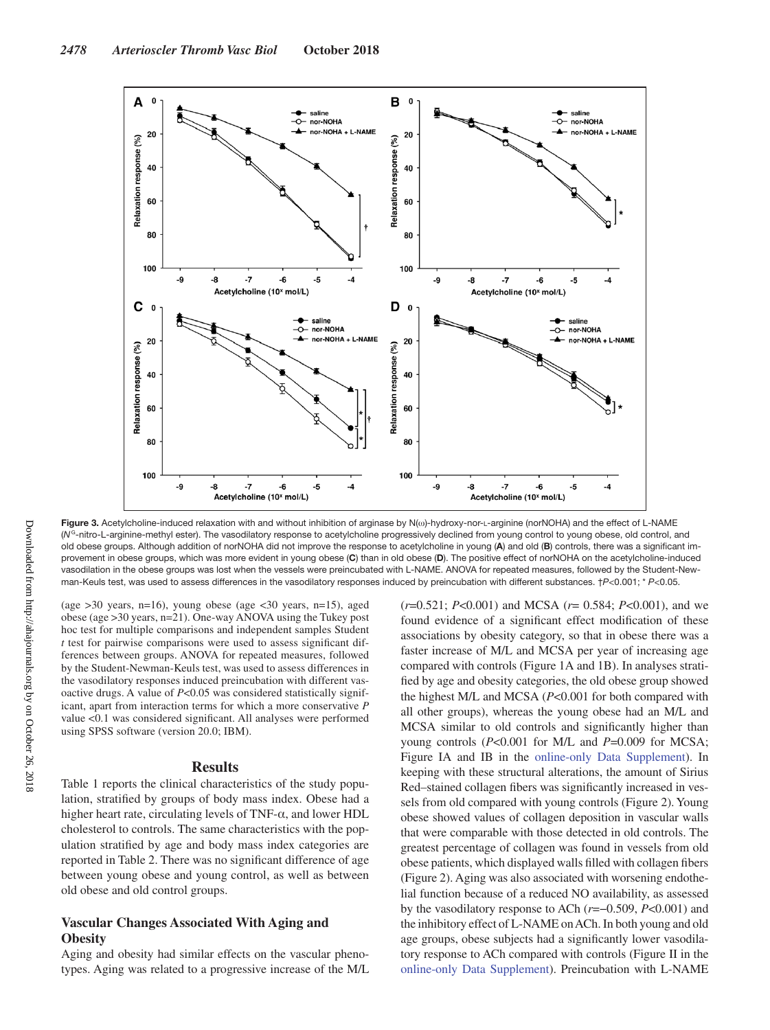**Figure 3.** Acetylcholine-induced relaxation with and without inhibition of arginase by N(ω)-hydroxy-nor-L-arginine (norNOHA) and the effect of L-NAME ($N^G$-nitro-L-arginine-methyl ester). The vasodilatory response to acetylcholine progressively declined from young control to young obese, old control, and old obese groups. Although addition of norNOHA did not improve the response to acetylcholine in young (**A**) and old (**B**) controls, there was a significant improvement in obese groups, which was more evident in young obese (**C**) than in old obese (**D**). The positive effect of norNOHA on the acetylcholine-induced vasodilation in the obese groups was lost when the vessels were preincubated with L-NAME. ANOVA for repeated measures, followed by the Student-Newman-Keuls test, was used to assess differences in the vasodilatory responses induced by preincubation with different substances. †$P<0.001$; * $P<0.05$.

(age >30 years, n=16), young obese (age <30 years, n=15), aged obese (age >30 years, n=21). One-way ANOVA using the Tukey post hoc test for multiple comparisons and independent samples Student *t* test for pairwise comparisons were used to assess significant differences between groups. ANOVA for repeated measures, followed by the Student-Newman-Keuls test, was used to assess differences in the vasodilatory responses induced by preincubation with different vasoactive drugs. A value of $P<0.05$ was considered statistically significant, apart from interaction terms for which a more conservative *P* value <0.1 was considered significant. All analyses were performed using SPSS software (version 20.0; IBM).

## Results

Table 1 reports the clinical characteristics of the study population, stratified by groups of body mass index. Obese had a higher heart rate, circulating levels of TNF-α, and lower HDL cholesterol to controls. The same characteristics with the population stratified by age and body mass index categories are reported in Table 2. There was no significant difference of age between young obese and young control, as well as between old obese and old control groups.

### Vascular Changes Associated With Aging and Obesity

Aging and obesity had similar effects on the vascular phenotypes. Aging was related to a progressive increase of the M/L ($r$=0.521; $P<0.001$) and MCSA ($r$= 0.584; $P<0.001$), and we found evidence of a significant effect modification of these associations by obesity category, so that in obese there was a faster increase of M/L and MCSA per year of increasing age compared with controls (Figure 1A and 1B). In analyses stratified by age and obesity categories, the old obese group showed the highest M/L and MCSA ($P<0.001$ for both compared with all other groups), whereas the young obese had an M/L and MCSA similar to old controls and significantly higher than young controls ($P<0.001$ for M/L and $P$=0.009 for MCSA; Figure IA and IB in the online-only Data Supplement). In keeping with these structural alterations, the amount of Sirius Red–stained collagen fibers was significantly increased in vessels from old compared with young controls (Figure 2). Young obese showed values of collagen deposition in vascular walls that were comparable with those detected in old controls. The greatest percentage of collagen was found in vessels from old obese patients, which displayed walls filled with collagen fibers (Figure 2). Aging was also associated with worsening endothelial function because of a reduced NO availability, as assessed by the vasodilatory response to ACh ($r$=−0.509, $P<0.001$) and the inhibitory effect of L-NAME on ACh. In both young and old age groups, obese subjects had a significantly lower vasodilatory response to ACh compared with controls (Figure II in the online-only Data Supplement). Preincubation with L-NAME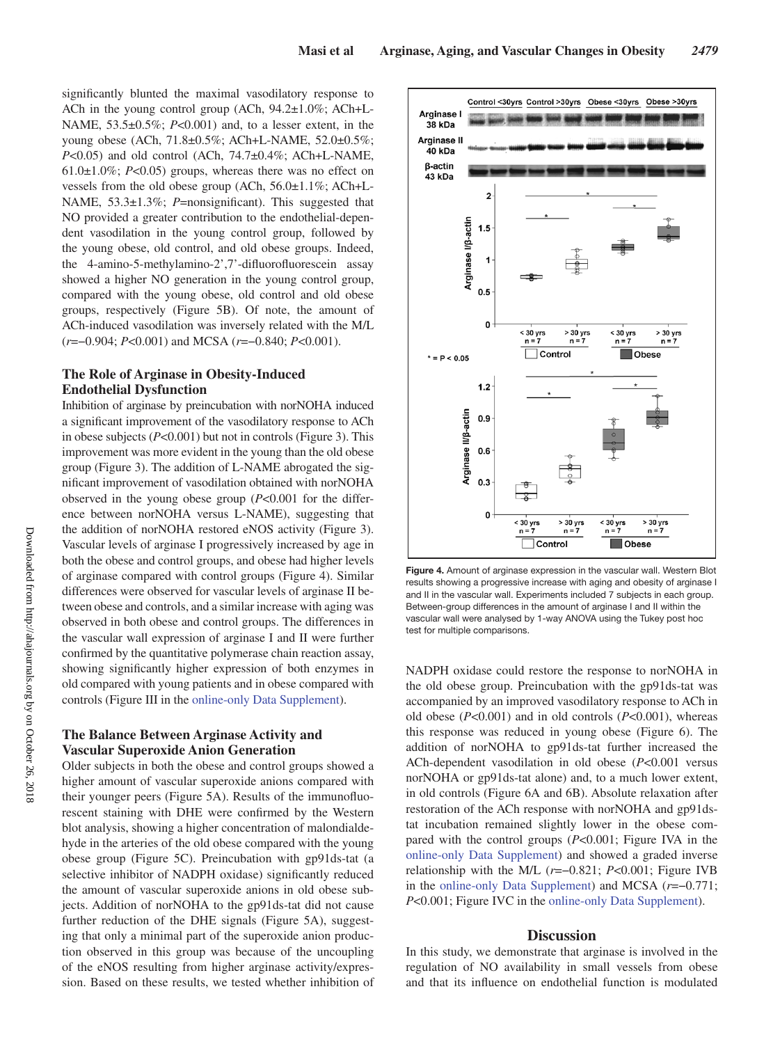significantly blunted the maximal vasodilatory response to ACh in the young control group (ACh, 94.2±1.0%; ACh+L-NAME, 53.5±0.5%; *P*<0.001) and, to a lesser extent, in the young obese (ACh, 71.8±0.5%; ACh+L-NAME, 52.0±0.5%; *P*<0.05) and old control (ACh, 74.7±0.4%; ACh+L-NAME, 61.0±1.0%; *P*<0.05) groups, whereas there was no effect on vessels from the old obese group (ACh, 56.0±1.1%; ACh+L-NAME, 53.3±1.3%; *P*=nonsignificant). This suggested that NO provided a greater contribution to the endothelial-dependent vasodilation in the young control group, followed by the young obese, old control, and old obese groups. Indeed, the 4-amino-5-methylamino-2',7'-difluorofluorescein assay showed a higher NO generation in the young control group, compared with the young obese, old control and old obese groups, respectively (Figure 5B). Of note, the amount of ACh-induced vasodilation was inversely related with the M/L ($r$=−0.904; *P*<0.001) and MCSA ($r$=−0.840; *P*<0.001).

## The Role of Arginase in Obesity-Induced Endothelial Dysfunction

Inhibition of arginase by preincubation with norNOHA induced a significant improvement of the vasodilatory response to ACh in obese subjects (*P*<0.001) but not in controls (Figure 3). This improvement was more evident in the young than the old obese group (Figure 3). The addition of L-NAME abrogated the significant improvement of vasodilation obtained with norNOHA observed in the young obese group (*P*<0.001 for the difference between norNOHA versus L-NAME), suggesting that the addition of norNOHA restored eNOS activity (Figure 3). Vascular levels of arginase I progressively increased by age in both the obese and control groups, and obese had higher levels of arginase compared with control groups (Figure 4). Similar differences were observed for vascular levels of arginase II between obese and controls, and a similar increase with aging was observed in both obese and control groups. The differences in the vascular wall expression of arginase I and II were further confirmed by the quantitative polymerase chain reaction assay, showing significantly higher expression of both enzymes in old compared with young patients and in obese compared with controls (Figure III in the online-only Data Supplement).

## The Balance Between Arginase Activity and Vascular Superoxide Anion Generation

Older subjects in both the obese and control groups showed a higher amount of vascular superoxide anions compared with their younger peers (Figure 5A). Results of the immunofluorescent staining with DHE were confirmed by the Western blot analysis, showing a higher concentration of malondialdehyde in the arteries of the old obese compared with the young obese group (Figure 5C). Preincubation with gp91ds-tat (a selective inhibitor of NADPH oxidase) significantly reduced the amount of vascular superoxide anions in old obese subjects. Addition of norNOHA to the gp91ds-tat did not cause further reduction of the DHE signals (Figure 5A), suggesting that only a minimal part of the superoxide anion production observed in this group was because of the uncoupling of the eNOS resulting from higher arginase activity/expression. Based on these results, we tested whether inhibition of NADPH oxidase could restore the response to norNOHA in the old obese group. Preincubation with the gp91ds-tat was accompanied by an improved vasodilatory response to ACh in old obese (*P*<0.001) and in old controls (*P*<0.001), whereas this response was reduced in young obese (Figure 6). The addition of norNOHA to gp91ds-tat further increased the ACh-dependent vasodilation in old obese (*P*<0.001 versus norNOHA or gp91ds-tat alone) and, to a much lower extent, in old controls (Figure 6A and 6B). Absolute relaxation after restoration of the ACh response with norNOHA and gp91ds-tat incubation remained slightly lower in the obese compared with the control groups (*P*<0.001; Figure IVA in the online-only Data Supplement) and showed a graded inverse relationship with the M/L ($r$=−0.821; *P*<0.001; Figure IVB in the online-only Data Supplement) and MCSA ($r$=−0.771; *P*<0.001; Figure IVC in the online-only Data Supplement).

**Figure 4.** Amount of arginase expression in the vascular wall. Western Blot results showing a progressive increase with aging and obesity of arginase I and II in the vascular wall. Experiments included 7 subjects in each group. Between-group differences in the amount of arginase I and II within the vascular wall were analysed by 1-way ANOVA using the Tukey post hoc test for multiple comparisons.

## Discussion

In this study, we demonstrate that arginase is involved in the regulation of NO availability in small vessels from obese and that its influence on endothelial function is modulated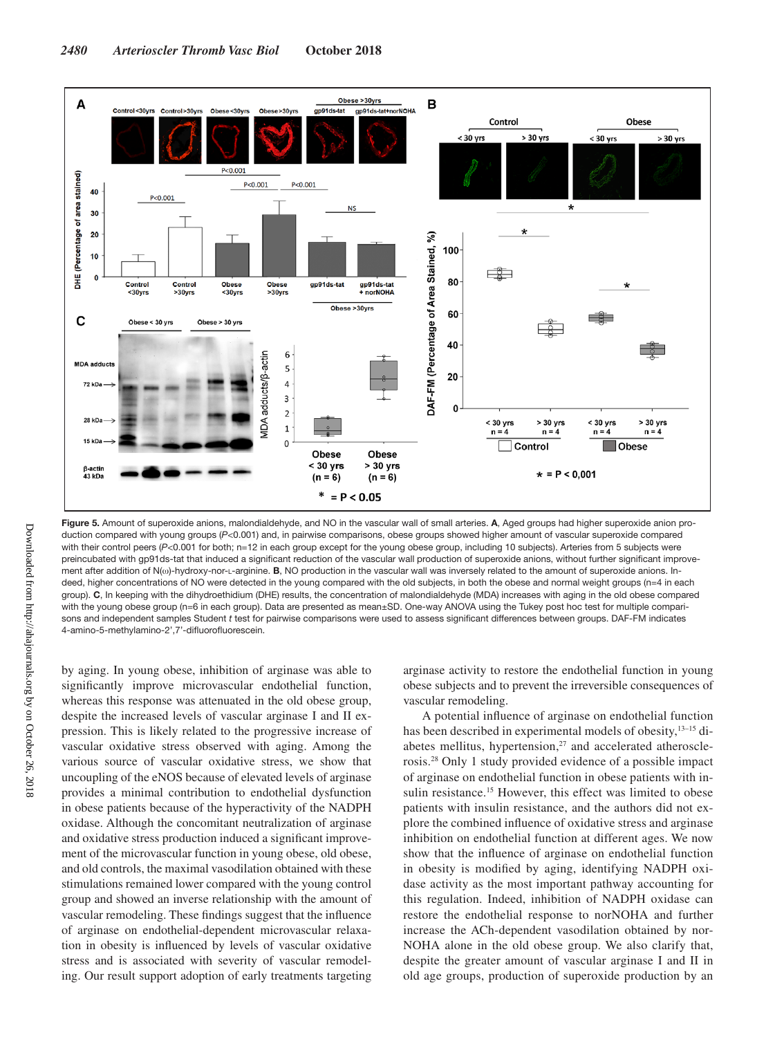**Figure 5.** Amount of superoxide anions, malondialdehyde, and NO in the vascular wall of small arteries. **A**, Aged groups had higher superoxide anion production compared with young groups ($P$<0.001) and, in pairwise comparisons, obese groups showed higher amount of vascular superoxide compared with their control peers ($P$<0.001 for both; n=12 in each group except for the young obese group, including 10 subjects). Arteries from 5 subjects were preincubated with gp91ds-tat that induced a significant reduction of the vascular wall production of superoxide anions, without further significant improvement after addition of N(ω)-hydroxy-nor-L-arginine. **B**, NO production in the vascular wall was inversely related to the amount of superoxide anions. Indeed, higher concentrations of NO were detected in the young compared with the old subjects, in both the obese and normal weight groups (n=4 in each group). **C**, In keeping with the dihydroethidium (DHE) results, the concentration of malondialdehyde (MDA) increases with aging in the old obese compared with the young obese group (n=6 in each group). Data are presented as mean±SD. One-way ANOVA using the Tukey post hoc test for multiple comparisons and independent samples Student $t$ test for pairwise comparisons were used to assess significant differences between groups. DAF-FM indicates 4-amino-5-methylamino-2′,7′-difluorofluorescein.

by aging. In young obese, inhibition of arginase was able to significantly improve microvascular endothelial function, whereas this response was attenuated in the old obese group, despite the increased levels of vascular arginase I and II expression. This is likely related to the progressive increase of vascular oxidative stress observed with aging. Among the various source of vascular oxidative stress, we show that uncoupling of the eNOS because of elevated levels of arginase provides a minimal contribution to endothelial dysfunction in obese patients because of the hyperactivity of the NADPH oxidase. Although the concomitant neutralization of arginase and oxidative stress production induced a significant improvement of the microvascular function in young obese, old obese, and old controls, the maximal vasodilation obtained with these stimulations remained lower compared with the young control group and showed an inverse relationship with the amount of vascular remodeling. These findings suggest that the influence of arginase on endothelial-dependent microvascular relaxation in obesity is influenced by levels of vascular oxidative stress and is associated with severity of vascular remodeling. Our result support adoption of early treatments targeting arginase activity to restore the endothelial function in young obese subjects and to prevent the irreversible consequences of vascular remodeling.

A potential influence of arginase on endothelial function has been described in experimental models of obesity,[13–15] diabetes mellitus, hypertension,[27] and accelerated atherosclerosis.[28] Only 1 study provided evidence of a possible impact of arginase on endothelial function in obese patients with insulin resistance.[15] However, this effect was limited to obese patients with insulin resistance, and the authors did not explore the combined influence of oxidative stress and arginase inhibition on endothelial function at different ages. We now show that the influence of arginase on endothelial function in obesity is modified by aging, identifying NADPH oxidase activity as the most important pathway accounting for this regulation. Indeed, inhibition of NADPH oxidase can restore the endothelial response to norNOHA and further increase the ACh-dependent vasodilation obtained by norNOHA alone in the old obese group. We also clarify that, despite the greater amount of vascular arginase I and II in old age groups, production of superoxide production by an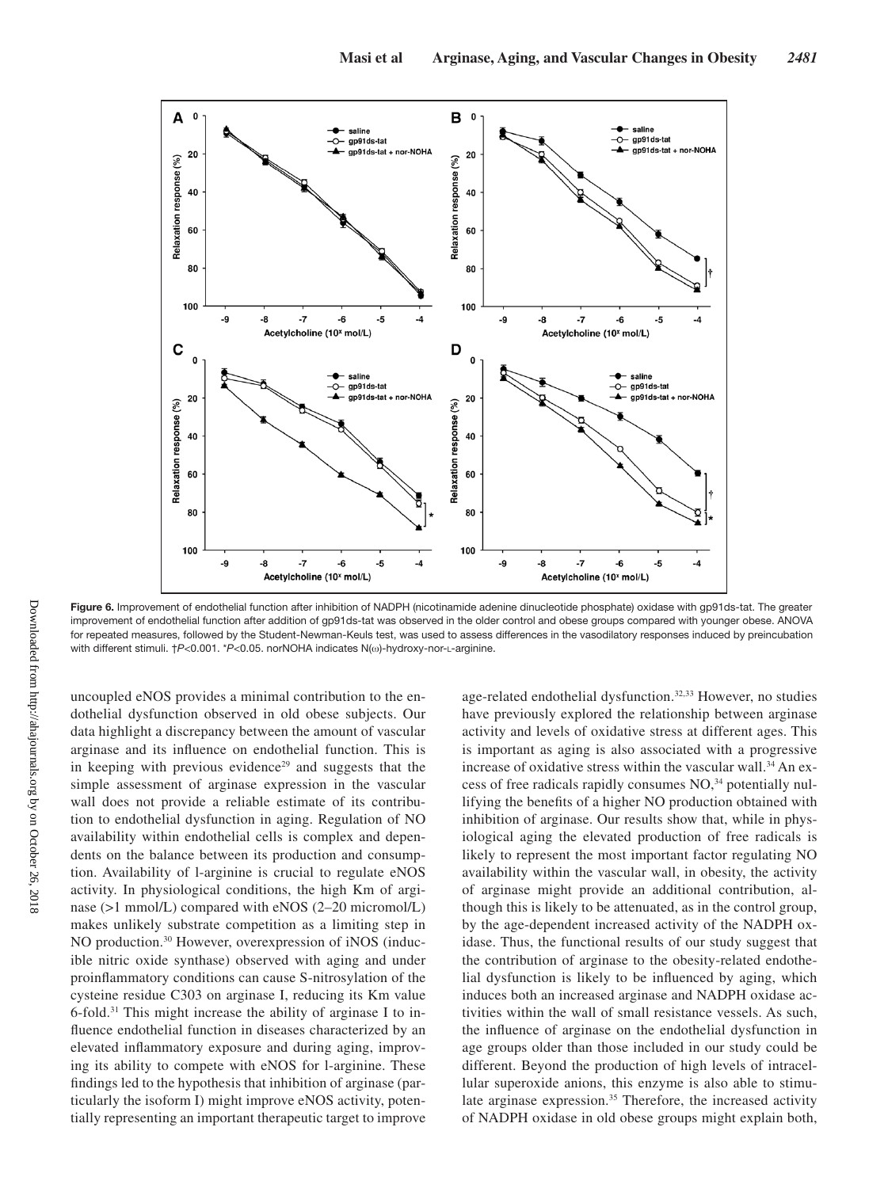**Figure 6.** Improvement of endothelial function after inhibition of NADPH (nicotinamide adenine dinucleotide phosphate) oxidase with gp91ds-tat. The greater improvement of endothelial function after addition of gp91ds-tat was observed in the older control and obese groups compared with younger obese. ANOVA for repeated measures, followed by the Student-Newman-Keuls test, was used to assess differences in the vasodilatory responses induced by preincubation with different stimuli. †$P<0.001$. *$P<0.05$. norNOHA indicates N(ω)-hydroxy-nor-L-arginine.

uncoupled eNOS provides a minimal contribution to the endothelial dysfunction observed in old obese subjects. Our data highlight a discrepancy between the amount of vascular arginase and its influence on endothelial function. This is in keeping with previous evidence[29] and suggests that the simple assessment of arginase expression in the vascular wall does not provide a reliable estimate of its contribution to endothelial dysfunction in aging. Regulation of NO availability within endothelial cells is complex and dependents on the balance between its production and consumption. Availability of l-arginine is crucial to regulate eNOS activity. In physiological conditions, the high Km of arginase (>1 mmol/L) compared with eNOS (2–20 micromol/L) makes unlikely substrate competition as a limiting step in NO production.[30] However, overexpression of iNOS (inducible nitric oxide synthase) observed with aging and under proinflammatory conditions can cause S-nitrosylation of the cysteine residue C303 on arginase I, reducing its Km value 6-fold.[31] This might increase the ability of arginase I to influence endothelial function in diseases characterized by an elevated inflammatory exposure and during aging, improving its ability to compete with eNOS for l-arginine. These findings led to the hypothesis that inhibition of arginase (particularly the isoform I) might improve eNOS activity, potentially representing an important therapeutic target to improve age-related endothelial dysfunction.[32,33] However, no studies have previously explored the relationship between arginase activity and levels of oxidative stress at different ages. This is important as aging is also associated with a progressive increase of oxidative stress within the vascular wall.[34] An excess of free radicals rapidly consumes NO,[34] potentially nullifying the benefits of a higher NO production obtained with inhibition of arginase. Our results show that, while in physiological aging the elevated production of free radicals is likely to represent the most important factor regulating NO availability within the vascular wall, in obesity, the activity of arginase might provide an additional contribution, although this is likely to be attenuated, as in the control group, by the age-dependent increased activity of the NADPH oxidase. Thus, the functional results of our study suggest that the contribution of arginase to the obesity-related endothelial dysfunction is likely to be influenced by aging, which induces both an increased arginase and NADPH oxidase activities within the wall of small resistance vessels. As such, the influence of arginase on the endothelial dysfunction in age groups older than those included in our study could be different. Beyond the production of high levels of intracellular superoxide anions, this enzyme is also able to stimulate arginase expression.[35] Therefore, the increased activity of NADPH oxidase in old obese groups might explain both,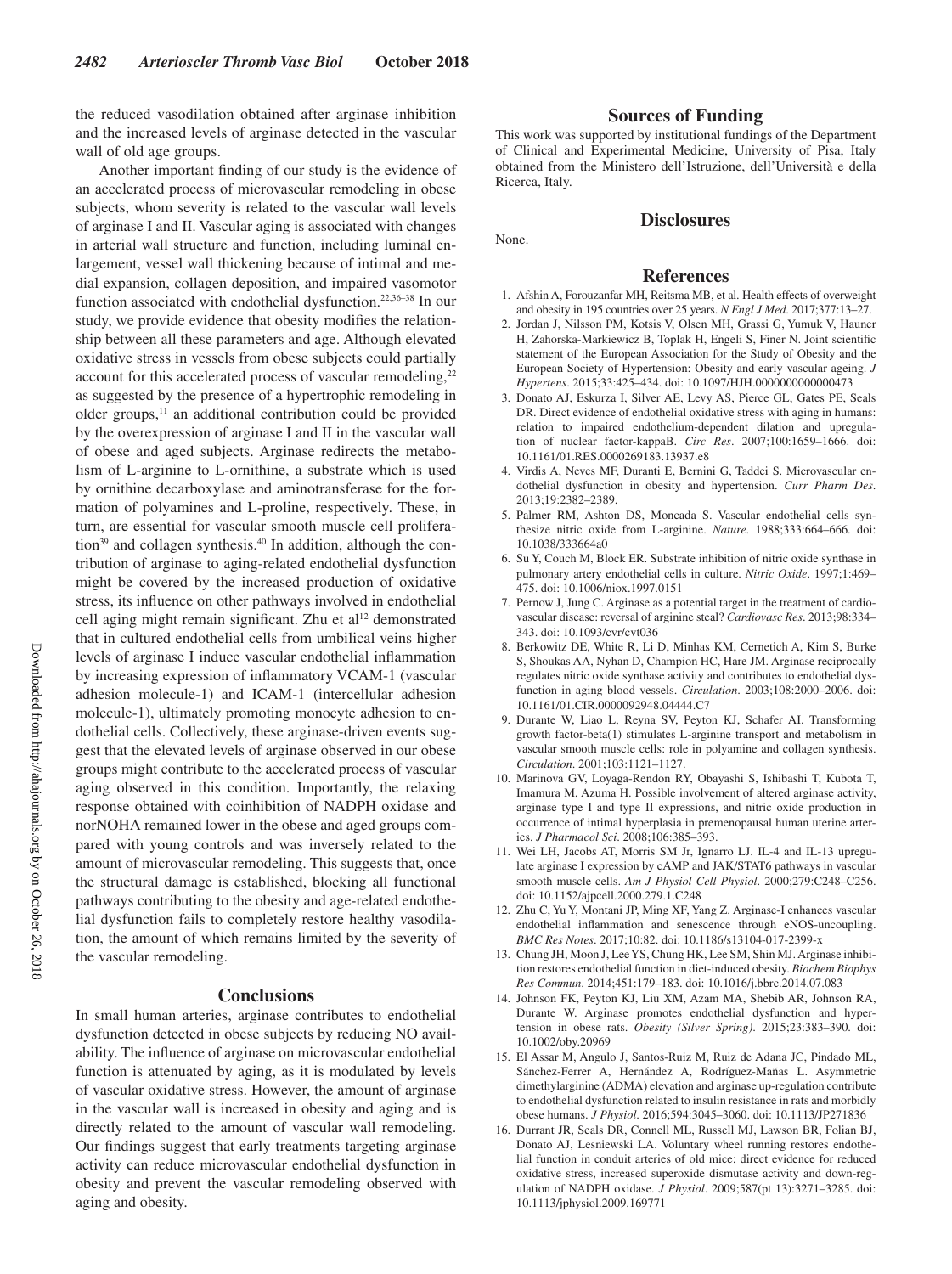the reduced vasodilation obtained after arginase inhibition and the increased levels of arginase detected in the vascular wall of old age groups.

Another important finding of our study is the evidence of an accelerated process of microvascular remodeling in obese subjects, whom severity is related to the vascular wall levels of arginase I and II. Vascular aging is associated with changes in arterial wall structure and function, including luminal enlargement, vessel wall thickening because of intimal and medial expansion, collagen deposition, and impaired vasomotor function associated with endothelial dysfunction.[22,36–38] In our study, we provide evidence that obesity modifies the relationship between all these parameters and age. Although elevated oxidative stress in vessels from obese subjects could partially account for this accelerated process of vascular remodeling,[22] as suggested by the presence of a hypertrophic remodeling in older groups,[11] an additional contribution could be provided by the overexpression of arginase I and II in the vascular wall of obese and aged subjects. Arginase redirects the metabolism of L-arginine to L-ornithine, a substrate which is used by ornithine decarboxylase and aminotransferase for the formation of polyamines and L-proline, respectively. These, in turn, are essential for vascular smooth muscle cell proliferation[39] and collagen synthesis.[40] In addition, although the contribution of arginase to aging-related endothelial dysfunction might be covered by the increased production of oxidative stress, its influence on other pathways involved in endothelial cell aging might remain significant. Zhu et al[12] demonstrated that in cultured endothelial cells from umbilical veins higher levels of arginase I induce vascular endothelial inflammation by increasing expression of inflammatory VCAM-1 (vascular adhesion molecule-1) and ICAM-1 (intercellular adhesion molecule-1), ultimately promoting monocyte adhesion to endothelial cells. Collectively, these arginase-driven events suggest that the elevated levels of arginase observed in our obese groups might contribute to the accelerated process of vascular aging observed in this condition. Importantly, the relaxing response obtained with coinhibition of NADPH oxidase and norNOHA remained lower in the obese and aged groups compared with young controls and was inversely related to the amount of microvascular remodeling. This suggests that, once the structural damage is established, blocking all functional pathways contributing to the obesity and age-related endothelial dysfunction fails to completely restore healthy vasodilation, the amount of which remains limited by the severity of the vascular remodeling.

## Conclusions

In small human arteries, arginase contributes to endothelial dysfunction detected in obese subjects by reducing NO availability. The influence of arginase on microvascular endothelial function is attenuated by aging, as it is modulated by levels of vascular oxidative stress. However, the amount of arginase in the vascular wall is increased in obesity and aging and is directly related to the amount of vascular wall remodeling. Our findings suggest that early treatments targeting arginase activity can reduce microvascular endothelial dysfunction in obesity and prevent the vascular remodeling observed with aging and obesity.

## Sources of Funding

This work was supported by institutional fundings of the Department of Clinical and Experimental Medicine, University of Pisa, Italy obtained from the Ministero dell'Istruzione, dell'Università e della Ricerca, Italy.

## Disclosures

None.

## References

1. Afshin A, Forouzanfar MH, Reitsma MB, et al. Health effects of overweight and obesity in 195 countries over 25 years. *N Engl J Med*. 2017;377:13–27.
2. Jordan J, Nilsson PM, Kotsis V, Olsen MH, Grassi G, Yumuk V, Hauner H, Zahorska-Markiewicz B, Toplak H, Engeli S, Finer N. Joint scientific statement of the European Association for the Study of Obesity and the European Society of Hypertension: Obesity and early vascular ageing. *J Hypertens*. 2015;33:425–434. doi: 10.1097/HJH.0000000000000473
3. Donato AJ, Eskurza I, Silver AE, Levy AS, Pierce GL, Gates PE, Seals DR. Direct evidence of endothelial oxidative stress with aging in humans: relation to impaired endothelium-dependent dilation and upregulation of nuclear factor-kappaB. *Circ Res*. 2007;100:1659–1666. doi: 10.1161/01.RES.0000269183.13937.e8
4. Virdis A, Neves MF, Duranti E, Bernini G, Taddei S. Microvascular endothelial dysfunction in obesity and hypertension. *Curr Pharm Des*. 2013;19:2382–2389.
5. Palmer RM, Ashton DS, Moncada S. Vascular endothelial cells synthesize nitric oxide from L-arginine. *Nature*. 1988;333:664–666. doi: 10.1038/333664a0
6. Su Y, Couch M, Block ER. Substrate inhibition of nitric oxide synthase in pulmonary artery endothelial cells in culture. *Nitric Oxide*. 1997;1:469–475. doi: 10.1006/niox.1997.0151
7. Pernow J, Jung C. Arginase as a potential target in the treatment of cardiovascular disease: reversal of arginine steal? *Cardiovasc Res*. 2013;98:334–343. doi: 10.1093/cvr/cvt036
8. Berkowitz DE, White R, Li D, Minhas KM, Cernetich A, Kim S, Burke S, Shoukas AA, Nyhan D, Champion HC, Hare JM. Arginase reciprocally regulates nitric oxide synthase activity and contributes to endothelial dysfunction in aging blood vessels. *Circulation*. 2003;108:2000–2006. doi: 10.1161/01.CIR.0000092948.04444.C7
9. Durante W, Liao L, Reyna SV, Peyton KJ, Schafer AI. Transforming growth factor-beta(1) stimulates L-arginine transport and metabolism in vascular smooth muscle cells: role in polyamine and collagen synthesis. *Circulation*. 2001;103:1121–1127.
10. Marinova GV, Loyaga-Rendon RY, Obayashi S, Ishibashi T, Kubota T, Imamura M, Azuma H. Possible involvement of altered arginase activity, arginase type I and type II expressions, and nitric oxide production in occurrence of intimal hyperplasia in premenopausal human uterine arteries. *J Pharmacol Sci*. 2008;106:385–393.
11. Wei LH, Jacobs AT, Morris SM Jr, Ignarro LJ. IL-4 and IL-13 upregulate arginase I expression by cAMP and JAK/STAT6 pathways in vascular smooth muscle cells. *Am J Physiol Cell Physiol*. 2000;279:C248–C256. doi: 10.1152/ajpcell.2000.279.1.C248
12. Zhu C, Yu Y, Montani JP, Ming XF, Yang Z. Arginase-I enhances vascular endothelial inflammation and senescence through eNOS-uncoupling. *BMC Res Notes*. 2017;10:82. doi: 10.1186/s13104-017-2399-x
13. Chung JH, Moon J, Lee YS, Chung HK, Lee SM, Shin MJ. Arginase inhibition restores endothelial function in diet-induced obesity. *Biochem Biophys Res Commun*. 2014;451:179–183. doi: 10.1016/j.bbrc.2014.07.083
14. Johnson FK, Peyton KJ, Liu XM, Azam MA, Shebib AR, Johnson RA, Durante W. Arginase promotes endothelial dysfunction and hypertension in obese rats. *Obesity (Silver Spring)*. 2015;23:383–390. doi: 10.1002/oby.20969
15. El Assar M, Angulo J, Santos-Ruiz M, Ruiz de Adana JC, Pindado ML, Sánchez-Ferrer A, Hernández A, Rodríguez-Mañas L. Asymmetric dimethylarginine (ADMA) elevation and arginase up-regulation contribute to endothelial dysfunction related to insulin resistance in rats and morbidly obese humans. *J Physiol*. 2016;594:3045–3060. doi: 10.1113/JP271836
16. Durrant JR, Seals DR, Connell ML, Russell MJ, Lawson BR, Folian BJ, Donato AJ, Lesniewski LA. Voluntary wheel running restores endothelial function in conduit arteries of old mice: direct evidence for reduced oxidative stress, increased superoxide dismutase activity and down-regulation of NADPH oxidase. *J Physiol*. 2009;587(pt 13):3271–3285. doi: 10.1113/jphysiol.2009.169771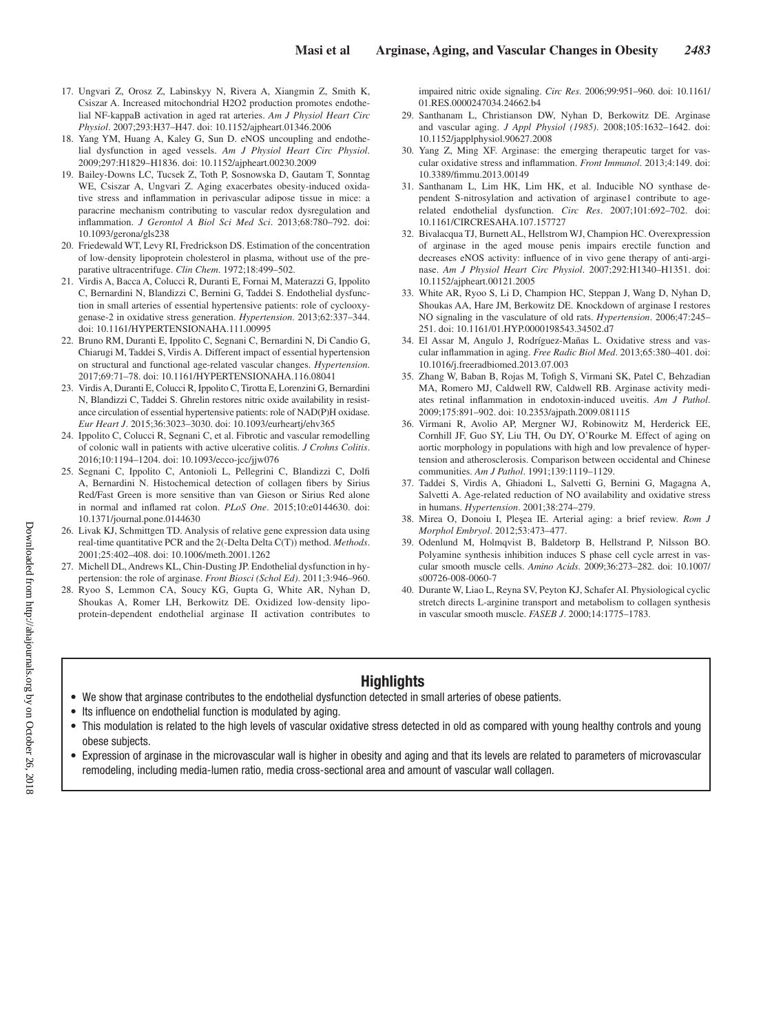17. Ungvari Z, Orosz Z, Labinskyy N, Rivera A, Xiangmin Z, Smith K, Csiszar A. Increased mitochondrial H2O2 production promotes endothelial NF-kappaB activation in aged rat arteries. *Am J Physiol Heart Circ Physiol*. 2007;293:H37–H47. doi: 10.1152/ajpheart.01346.2006
18. Yang YM, Huang A, Kaley G, Sun D. eNOS uncoupling and endothelial dysfunction in aged vessels. *Am J Physiol Heart Circ Physiol*. 2009;297:H1829–H1836. doi: 10.1152/ajpheart.00230.2009
19. Bailey-Downs LC, Tucsek Z, Toth P, Sosnowska D, Gautam T, Sonntag WE, Csiszar A, Ungvari Z. Aging exacerbates obesity-induced oxidative stress and inflammation in perivascular adipose tissue in mice: a paracrine mechanism contributing to vascular redox dysregulation and inflammation. *J Gerontol A Biol Sci Med Sci*. 2013;68:780–792. doi: 10.1093/gerona/gls238
20. Friedewald WT, Levy RI, Fredrickson DS. Estimation of the concentration of low-density lipoprotein cholesterol in plasma, without use of the preparative ultracentrifuge. *Clin Chem*. 1972;18:499–502.
21. Virdis A, Bacca A, Colucci R, Duranti E, Fornai M, Materazzi G, Ippolito C, Bernardini N, Blandizzi C, Bernini G, Taddei S. Endothelial dysfunction in small arteries of essential hypertensive patients: role of cyclooxygenase-2 in oxidative stress generation. *Hypertension*. 2013;62:337–344. doi: 10.1161/HYPERTENSIONAHA.111.00995
22. Bruno RM, Duranti E, Ippolito C, Segnani C, Bernardini N, Di Candio G, Chiarugi M, Taddei S, Virdis A. Different impact of essential hypertension on structural and functional age-related vascular changes. *Hypertension*. 2017;69:71–78. doi: 10.1161/HYPERTENSIONAHA.116.08041
23. Virdis A, Duranti E, Colucci R, Ippolito C, Tirotta E, Lorenzini G, Bernardini N, Blandizzi C, Taddei S. Ghrelin restores nitric oxide availability in resistance circulation of essential hypertensive patients: role of NAD(P)H oxidase. *Eur Heart J*. 2015;36:3023–3030. doi: 10.1093/eurheartj/ehv365
24. Ippolito C, Colucci R, Segnani C, et al. Fibrotic and vascular remodelling of colonic wall in patients with active ulcerative colitis. *J Crohns Colitis*. 2016;10:1194–1204. doi: 10.1093/ecco-jcc/jjw076
25. Segnani C, Ippolito C, Antonioli L, Pellegrini C, Blandizzi C, Dolfi A, Bernardini N. Histochemical detection of collagen fibers by Sirius Red/Fast Green is more sensitive than van Gieson or Sirius Red alone in normal and inflamed rat colon. *PLoS One*. 2015;10:e0144630. doi: 10.1371/journal.pone.0144630
26. Livak KJ, Schmittgen TD. Analysis of relative gene expression data using real-time quantitative PCR and the 2(-Delta Delta C(T)) method. *Methods*. 2001;25:402–408. doi: 10.1006/meth.2001.1262
27. Michell DL, Andrews KL, Chin-Dusting JP. Endothelial dysfunction in hypertension: the role of arginase. *Front Biosci (Schol Ed)*. 2011;3:946–960.
28. Ryoo S, Lemmon CA, Soucy KG, Gupta G, White AR, Nyhan D, Shoukas A, Romer LH, Berkowitz DE. Oxidized low-density lipoprotein-dependent endothelial arginase II activation contributes to impaired nitric oxide signaling. *Circ Res*. 2006;99:951–960. doi: 10.1161/01.RES.0000247034.24662.b4
29. Santhanam L, Christianson DW, Nyhan D, Berkowitz DE. Arginase and vascular aging. *J Appl Physiol (1985)*. 2008;105:1632–1642. doi: 10.1152/japplphysiol.90627.2008
30. Yang Z, Ming XF. Arginase: the emerging therapeutic target for vascular oxidative stress and inflammation. *Front Immunol*. 2013;4:149. doi: 10.3389/fimmu.2013.00149
31. Santhanam L, Lim HK, Lim HK, et al. Inducible NO synthase dependent S-nitrosylation and activation of arginase1 contribute to age-related endothelial dysfunction. *Circ Res*. 2007;101:692–702. doi: 10.1161/CIRCRESAHA.107.157727
32. Bivalacqua TJ, Burnett AL, Hellstrom WJ, Champion HC. Overexpression of arginase in the aged mouse penis impairs erectile function and decreases eNOS activity: influence of in vivo gene therapy of anti-arginase. *Am J Physiol Heart Circ Physiol*. 2007;292:H1340–H1351. doi: 10.1152/ajpheart.00121.2005
33. White AR, Ryoo S, Li D, Champion HC, Steppan J, Wang D, Nyhan D, Shoukas AA, Hare JM, Berkowitz DE. Knockdown of arginase I restores NO signaling in the vasculature of old rats. *Hypertension*. 2006;47:245–251. doi: 10.1161/01.HYP.0000198543.34502.d7
34. El Assar M, Angulo J, Rodríguez-Mañas L. Oxidative stress and vascular inflammation in aging. *Free Radic Biol Med*. 2013;65:380–401. doi: 10.1016/j.freeradbiomed.2013.07.003
35. Zhang W, Baban B, Rojas M, Tofigh S, Virmani SK, Patel C, Behzadian MA, Romero MJ, Caldwell RW, Caldwell RB. Arginase activity mediates retinal inflammation in endotoxin-induced uveitis. *Am J Pathol*. 2009;175:891–902. doi: 10.2353/ajpath.2009.081115
36. Virmani R, Avolio AP, Mergner WJ, Robinowitz M, Herderick EE, Cornhill JF, Guo SY, Liu TH, Ou DY, O'Rourke M. Effect of aging on aortic morphology in populations with high and low prevalence of hypertension and atherosclerosis. Comparison between occidental and Chinese communities. *Am J Pathol*. 1991;139:1119–1129.
37. Taddei S, Virdis A, Ghiadoni L, Salvetti G, Bernini G, Magagna A, Salvetti A. Age-related reduction of NO availability and oxidative stress in humans. *Hypertension*. 2001;38:274–279.
38. Mirea O, Donoiu I, Pleşea IE. Arterial aging: a brief review. *Rom J Morphol Embryol*. 2012;53:473–477.
39. Odenlund M, Holmqvist B, Baldetorp B, Hellstrand P, Nilsson BO. Polyamine synthesis inhibition induces S phase cell cycle arrest in vascular smooth muscle cells. *Amino Acids*. 2009;36:273–282. doi: 10.1007/s00726-008-0060-7
40. Durante W, Liao L, Reyna SV, Peyton KJ, Schafer AI. Physiological cyclic stretch directs L-arginine transport and metabolism to collagen synthesis in vascular smooth muscle. *FASEB J*. 2000;14:1775–1783.

## Highlights

- We show that arginase contributes to the endothelial dysfunction detected in small arteries of obese patients.
- Its influence on endothelial function is modulated by aging.
- This modulation is related to the high levels of vascular oxidative stress detected in old as compared with young healthy controls and young obese subjects.
- Expression of arginase in the microvascular wall is higher in obesity and aging and that its levels are related to parameters of microvascular remodeling, including media-lumen ratio, media cross-sectional area and amount of vascular wall collagen.